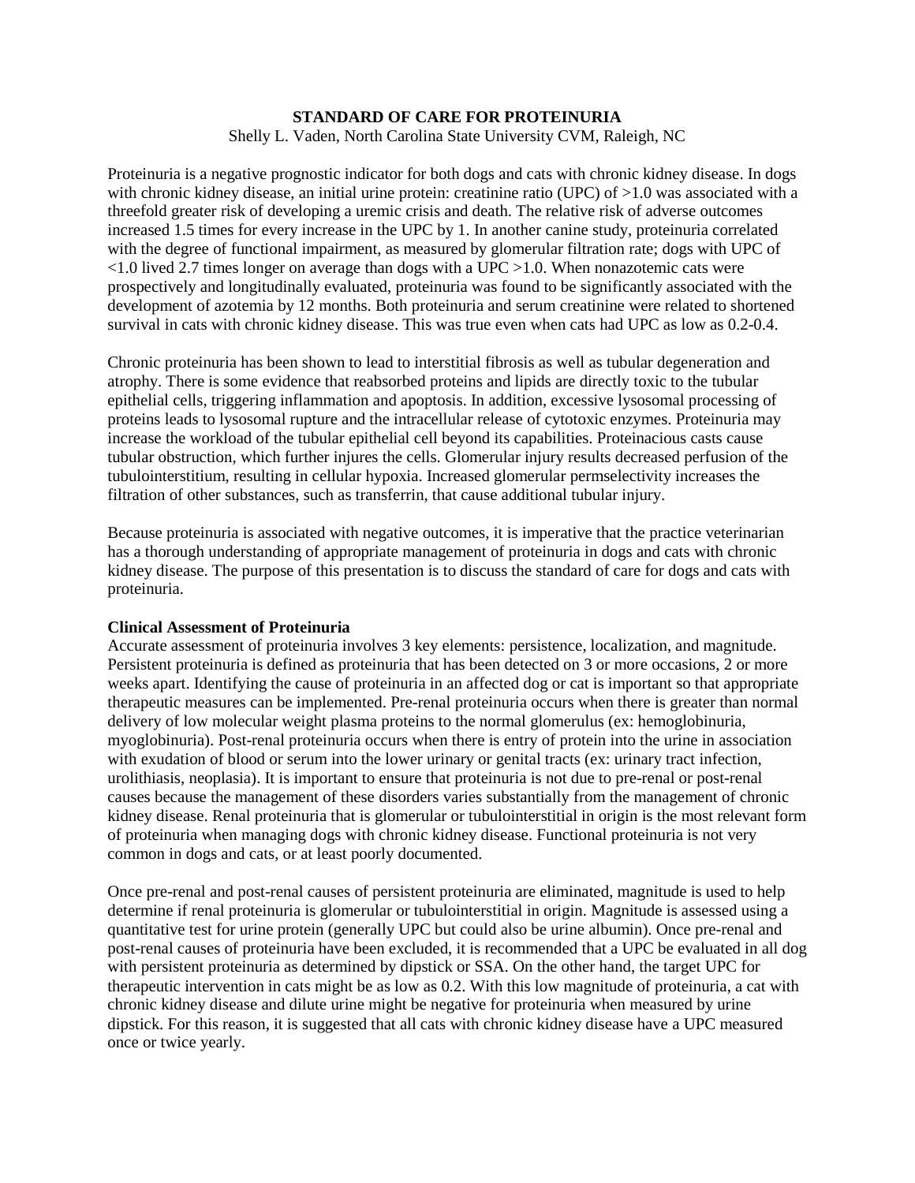# STANDARD OF CARE FOR PROTEINURIA

Shelly L. Vaden, North Carolina State University CVM, Raleigh, NC

Proteinuria is a negative prognostic indicator for both dogs and cats with chronic kidney disease. In dogs with chronic kidney disease, an initial urine protein: creatinine ratio (UPC) of >1.0 was associated with a threefold greater risk of developing a uremic crisis and death. The relative risk of adverse outcomes increased 1.5 times for every increase in the UPC by 1. In another canine study, proteinuria correlated with the degree of functional impairment, as measured by glomerular filtration rate; dogs with UPC of <1.0 lived 2.7 times longer on average than dogs with a UPC >1.0. When nonazotemic cats were prospectively and longitudinally evaluated, proteinuria was found to be significantly associated with the development of azotemia by 12 months. Both proteinuria and serum creatinine were related to shortened survival in cats with chronic kidney disease. This was true even when cats had UPC as low as 0.2-0.4.

Chronic proteinuria has been shown to lead to interstitial fibrosis as well as tubular degeneration and atrophy. There is some evidence that reabsorbed proteins and lipids are directly toxic to the tubular epithelial cells, triggering inflammation and apoptosis. In addition, excessive lysosomal processing of proteins leads to lysosomal rupture and the intracellular release of cytotoxic enzymes. Proteinuria may increase the workload of the tubular epithelial cell beyond its capabilities. Proteinacious casts cause tubular obstruction, which further injures the cells. Glomerular injury results decreased perfusion of the tubulointerstitium, resulting in cellular hypoxia. Increased glomerular permselectivity increases the filtration of other substances, such as transferrin, that cause additional tubular injury.

Because proteinuria is associated with negative outcomes, it is imperative that the practice veterinarian has a thorough understanding of appropriate management of proteinuria in dogs and cats with chronic kidney disease. The purpose of this presentation is to discuss the standard of care for dogs and cats with proteinuria.

**Clinical Assessment of Proteinuria**

Accurate assessment of proteinuria involves 3 key elements: persistence, localization, and magnitude. Persistent proteinuria is defined as proteinuria that has been detected on 3 or more occasions, 2 or more weeks apart. Identifying the cause of proteinuria in an affected dog or cat is important so that appropriate therapeutic measures can be implemented. Pre-renal proteinuria occurs when there is greater than normal delivery of low molecular weight plasma proteins to the normal glomerulus (ex: hemoglobinuria, myoglobinuria). Post-renal proteinuria occurs when there is entry of protein into the urine in association with exudation of blood or serum into the lower urinary or genital tracts (ex: urinary tract infection, urolithiasis, neoplasia). It is important to ensure that proteinuria is not due to pre-renal or post-renal causes because the management of these disorders varies substantially from the management of chronic kidney disease. Renal proteinuria that is glomerular or tubulointerstitial in origin is the most relevant form of proteinuria when managing dogs with chronic kidney disease. Functional proteinuria is not very common in dogs and cats, or at least poorly documented.

Once pre-renal and post-renal causes of persistent proteinuria are eliminated, magnitude is used to help determine if renal proteinuria is glomerular or tubulointerstitial in origin. Magnitude is assessed using a quantitative test for urine protein (generally UPC but could also be urine albumin). Once pre-renal and post-renal causes of proteinuria have been excluded, it is recommended that a UPC be evaluated in all dog with persistent proteinuria as determined by dipstick or SSA. On the other hand, the target UPC for therapeutic intervention in cats might be as low as 0.2. With this low magnitude of proteinuria, a cat with chronic kidney disease and dilute urine might be negative for proteinuria when measured by urine dipstick. For this reason, it is suggested that all cats with chronic kidney disease have a UPC measured once or twice yearly.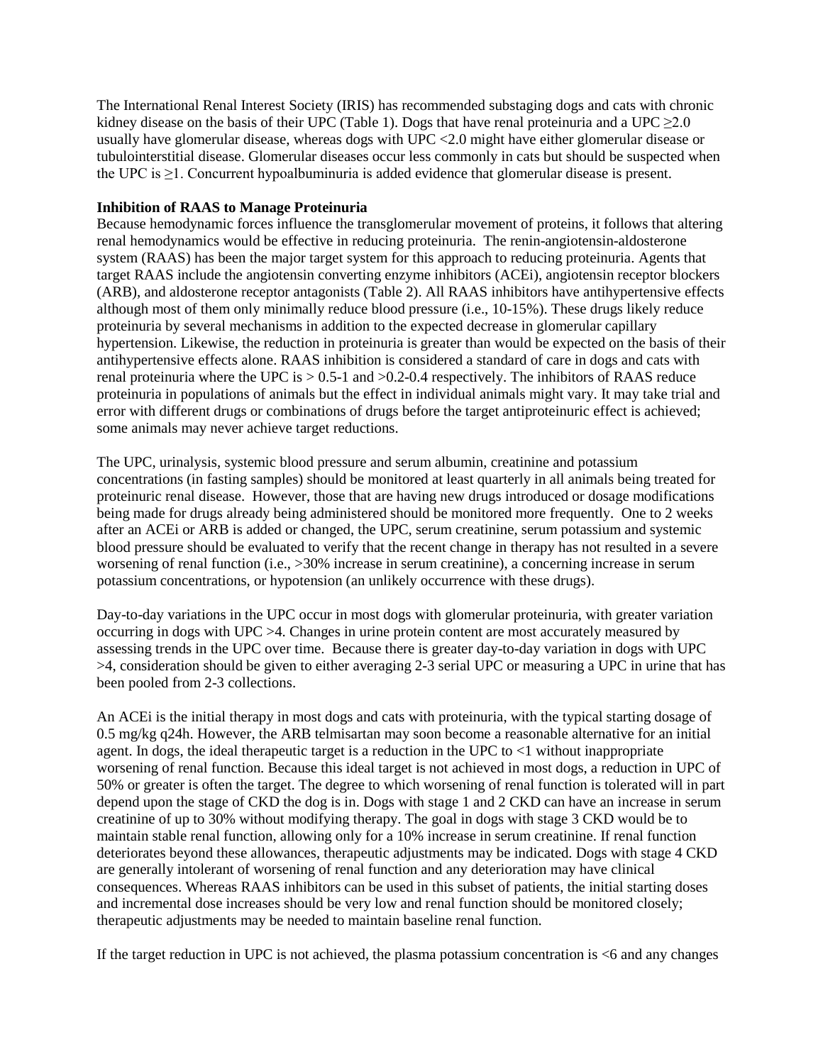The International Renal Interest Society (IRIS) has recommended substaging dogs and cats with chronic kidney disease on the basis of their UPC (Table 1). Dogs that have renal proteinuria and a UPC $\geq$2.0 usually have glomerular disease, whereas dogs with UPC <2.0 might have either glomerular disease or tubulointerstitial disease. Glomerular diseases occur less commonly in cats but should be suspected when the UPC is $\geq$1. Concurrent hypoalbuminuria is added evidence that glomerular disease is present.

**Inhibition of RAAS to Manage Proteinuria**

Because hemodynamic forces influence the transglomerular movement of proteins, it follows that altering renal hemodynamics would be effective in reducing proteinuria. The renin-angiotensin-aldosterone system (RAAS) has been the major target system for this approach to reducing proteinuria. Agents that target RAAS include the angiotensin converting enzyme inhibitors (ACEi), angiotensin receptor blockers (ARB), and aldosterone receptor antagonists (Table 2). All RAAS inhibitors have antihypertensive effects although most of them only minimally reduce blood pressure (i.e., 10-15%). These drugs likely reduce proteinuria by several mechanisms in addition to the expected decrease in glomerular capillary hypertension. Likewise, the reduction in proteinuria is greater than would be expected on the basis of their antihypertensive effects alone. RAAS inhibition is considered a standard of care in dogs and cats with renal proteinuria where the UPC is > 0.5-1 and >0.2-0.4 respectively. The inhibitors of RAAS reduce proteinuria in populations of animals but the effect in individual animals might vary. It may take trial and error with different drugs or combinations of drugs before the target antiproteinuric effect is achieved; some animals may never achieve target reductions.

The UPC, urinalysis, systemic blood pressure and serum albumin, creatinine and potassium concentrations (in fasting samples) should be monitored at least quarterly in all animals being treated for proteinuric renal disease. However, those that are having new drugs introduced or dosage modifications being made for drugs already being administered should be monitored more frequently. One to 2 weeks after an ACEi or ARB is added or changed, the UPC, serum creatinine, serum potassium and systemic blood pressure should be evaluated to verify that the recent change in therapy has not resulted in a severe worsening of renal function (i.e., >30% increase in serum creatinine), a concerning increase in serum potassium concentrations, or hypotension (an unlikely occurrence with these drugs).

Day-to-day variations in the UPC occur in most dogs with glomerular proteinuria, with greater variation occurring in dogs with UPC >4. Changes in urine protein content are most accurately measured by assessing trends in the UPC over time. Because there is greater day-to-day variation in dogs with UPC >4, consideration should be given to either averaging 2-3 serial UPC or measuring a UPC in urine that has been pooled from 2-3 collections.

An ACEi is the initial therapy in most dogs and cats with proteinuria, with the typical starting dosage of 0.5 mg/kg q24h. However, the ARB telmisartan may soon become a reasonable alternative for an initial agent. In dogs, the ideal therapeutic target is a reduction in the UPC to <1 without inappropriate worsening of renal function. Because this ideal target is not achieved in most dogs, a reduction in UPC of 50% or greater is often the target. The degree to which worsening of renal function is tolerated will in part depend upon the stage of CKD the dog is in. Dogs with stage 1 and 2 CKD can have an increase in serum creatinine of up to 30% without modifying therapy. The goal in dogs with stage 3 CKD would be to maintain stable renal function, allowing only for a 10% increase in serum creatinine. If renal function deteriorates beyond these allowances, therapeutic adjustments may be indicated. Dogs with stage 4 CKD are generally intolerant of worsening of renal function and any deterioration may have clinical consequences. Whereas RAAS inhibitors can be used in this subset of patients, the initial starting doses and incremental dose increases should be very low and renal function should be monitored closely; therapeutic adjustments may be needed to maintain baseline renal function.

If the target reduction in UPC is not achieved, the plasma potassium concentration is <6 and any changes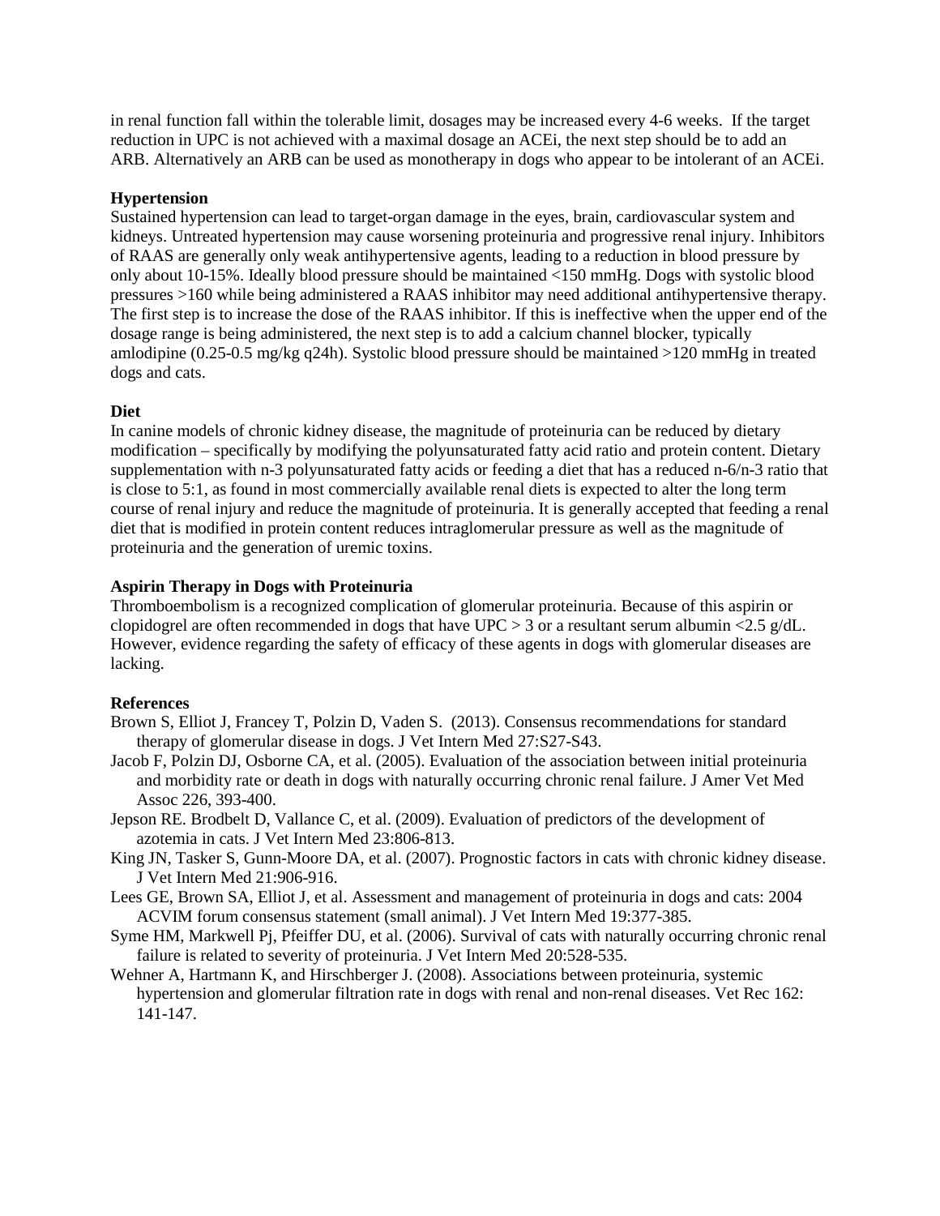in renal function fall within the tolerable limit, dosages may be increased every 4-6 weeks. If the target reduction in UPC is not achieved with a maximal dosage an ACEi, the next step should be to add an ARB. Alternatively an ARB can be used as monotherapy in dogs who appear to be intolerant of an ACEi.

**Hypertension**

Sustained hypertension can lead to target-organ damage in the eyes, brain, cardiovascular system and kidneys. Untreated hypertension may cause worsening proteinuria and progressive renal injury. Inhibitors of RAAS are generally only weak antihypertensive agents, leading to a reduction in blood pressure by only about 10-15%. Ideally blood pressure should be maintained <150 mmHg. Dogs with systolic blood pressures >160 while being administered a RAAS inhibitor may need additional antihypertensive therapy. The first step is to increase the dose of the RAAS inhibitor. If this is ineffective when the upper end of the dosage range is being administered, the next step is to add a calcium channel blocker, typically amlodipine (0.25-0.5 mg/kg q24h). Systolic blood pressure should be maintained >120 mmHg in treated dogs and cats.

**Diet**

In canine models of chronic kidney disease, the magnitude of proteinuria can be reduced by dietary modification – specifically by modifying the polyunsaturated fatty acid ratio and protein content. Dietary supplementation with n-3 polyunsaturated fatty acids or feeding a diet that has a reduced n-6/n-3 ratio that is close to 5:1, as found in most commercially available renal diets is expected to alter the long term course of renal injury and reduce the magnitude of proteinuria. It is generally accepted that feeding a renal diet that is modified in protein content reduces intraglomerular pressure as well as the magnitude of proteinuria and the generation of uremic toxins.

**Aspirin Therapy in Dogs with Proteinuria**

Thromboembolism is a recognized complication of glomerular proteinuria. Because of this aspirin or clopidogrel are often recommended in dogs that have UPC > 3 or a resultant serum albumin <2.5 g/dL. However, evidence regarding the safety of efficacy of these agents in dogs with glomerular diseases are lacking.

**References**

Brown S, Elliot J, Francey T, Polzin D, Vaden S. (2013). Consensus recommendations for standard therapy of glomerular disease in dogs. J Vet Intern Med 27:S27-S43.

Jacob F, Polzin DJ, Osborne CA, et al. (2005). Evaluation of the association between initial proteinuria and morbidity rate or death in dogs with naturally occurring chronic renal failure. J Amer Vet Med Assoc 226, 393-400.

Jepson RE. Brodbelt D, Vallance C, et al. (2009). Evaluation of predictors of the development of azotemia in cats. J Vet Intern Med 23:806-813.

King JN, Tasker S, Gunn-Moore DA, et al. (2007). Prognostic factors in cats with chronic kidney disease. J Vet Intern Med 21:906-916.

Lees GE, Brown SA, Elliot J, et al. Assessment and management of proteinuria in dogs and cats: 2004 ACVIM forum consensus statement (small animal). J Vet Intern Med 19:377-385.

Syme HM, Markwell Pj, Pfeiffer DU, et al. (2006). Survival of cats with naturally occurring chronic renal failure is related to severity of proteinuria. J Vet Intern Med 20:528-535.

Wehner A, Hartmann K, and Hirschberger J. (2008). Associations between proteinuria, systemic hypertension and glomerular filtration rate in dogs with renal and non-renal diseases. Vet Rec 162: 141-147.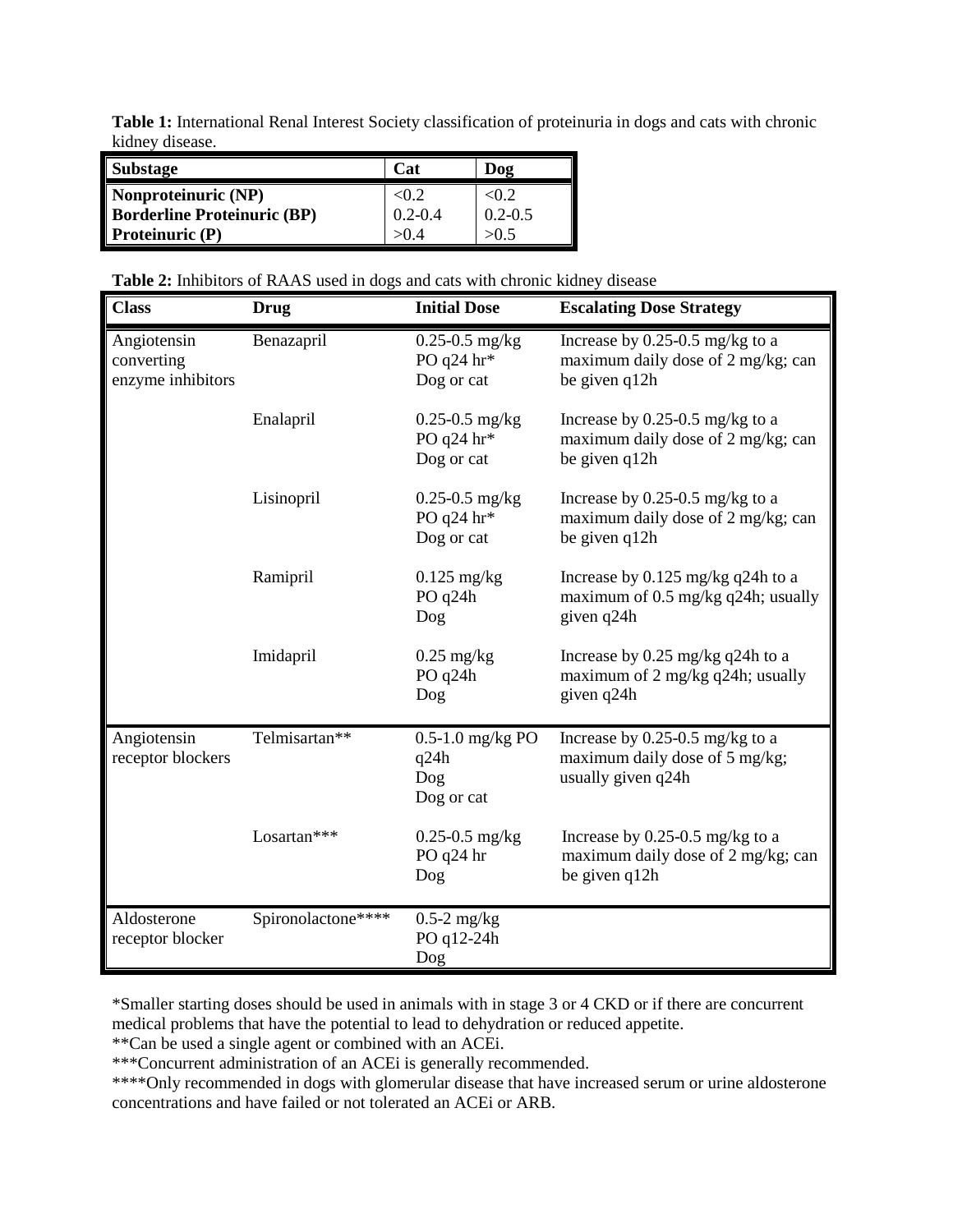**Table 1:** International Renal Interest Society classification of proteinuria in dogs and cats with chronic kidney disease.

| Substage | Cat | Dog |
|---|---|---|
| **Nonproteinuric (NP)** | <0.2 | <0.2 |
| **Borderline Proteinuric (BP)** | 0.2-0.4 | 0.2-0.5 |
| **Proteinuric (P)** | >0.4 | >0.5 |

**Table 2:** Inhibitors of RAAS used in dogs and cats with chronic kidney disease

| Class | Drug | Initial Dose | Escalating Dose Strategy |
|---|---|---|---|
| Angiotensin converting enzyme inhibitors | Benazapril | 0.25-0.5 mg/kg PO q24 hr* Dog or cat | Increase by 0.25-0.5 mg/kg to a maximum daily dose of 2 mg/kg; can be given q12h |
| | Enalapril | 0.25-0.5 mg/kg PO q24 hr* Dog or cat | Increase by 0.25-0.5 mg/kg to a maximum daily dose of 2 mg/kg; can be given q12h |
| | Lisinopril | 0.25-0.5 mg/kg PO q24 hr* Dog or cat | Increase by 0.25-0.5 mg/kg to a maximum daily dose of 2 mg/kg; can be given q12h |
| | Ramipril | 0.125 mg/kg PO q24h Dog | Increase by 0.125 mg/kg q24h to a maximum of 0.5 mg/kg q24h; usually given q24h |
| | Imidapril | 0.25 mg/kg PO q24h Dog | Increase by 0.25 mg/kg q24h to a maximum of 2 mg/kg q24h; usually given q24h |
| Angiotensin receptor blockers | Telmisartan** | 0.5-1.0 mg/kg PO q24h Dog Dog or cat | Increase by 0.25-0.5 mg/kg to a maximum daily dose of 5 mg/kg; usually given q24h |
| | Losartan*** | 0.25-0.5 mg/kg PO q24 hr Dog | Increase by 0.25-0.5 mg/kg to a maximum daily dose of 2 mg/kg; can be given q12h |
| Aldosterone receptor blocker | Spironolactone**** | 0.5-2 mg/kg PO q12-24h Dog | |

*Smaller starting doses should be used in animals with in stage 3 or 4 CKD or if there are concurrent medical problems that have the potential to lead to dehydration or reduced appetite.

**Can be used a single agent or combined with an ACEi.

***Concurrent administration of an ACEi is generally recommended.

****Only recommended in dogs with glomerular disease that have increased serum or urine aldosterone concentrations and have failed or not tolerated an ACEi or ARB.